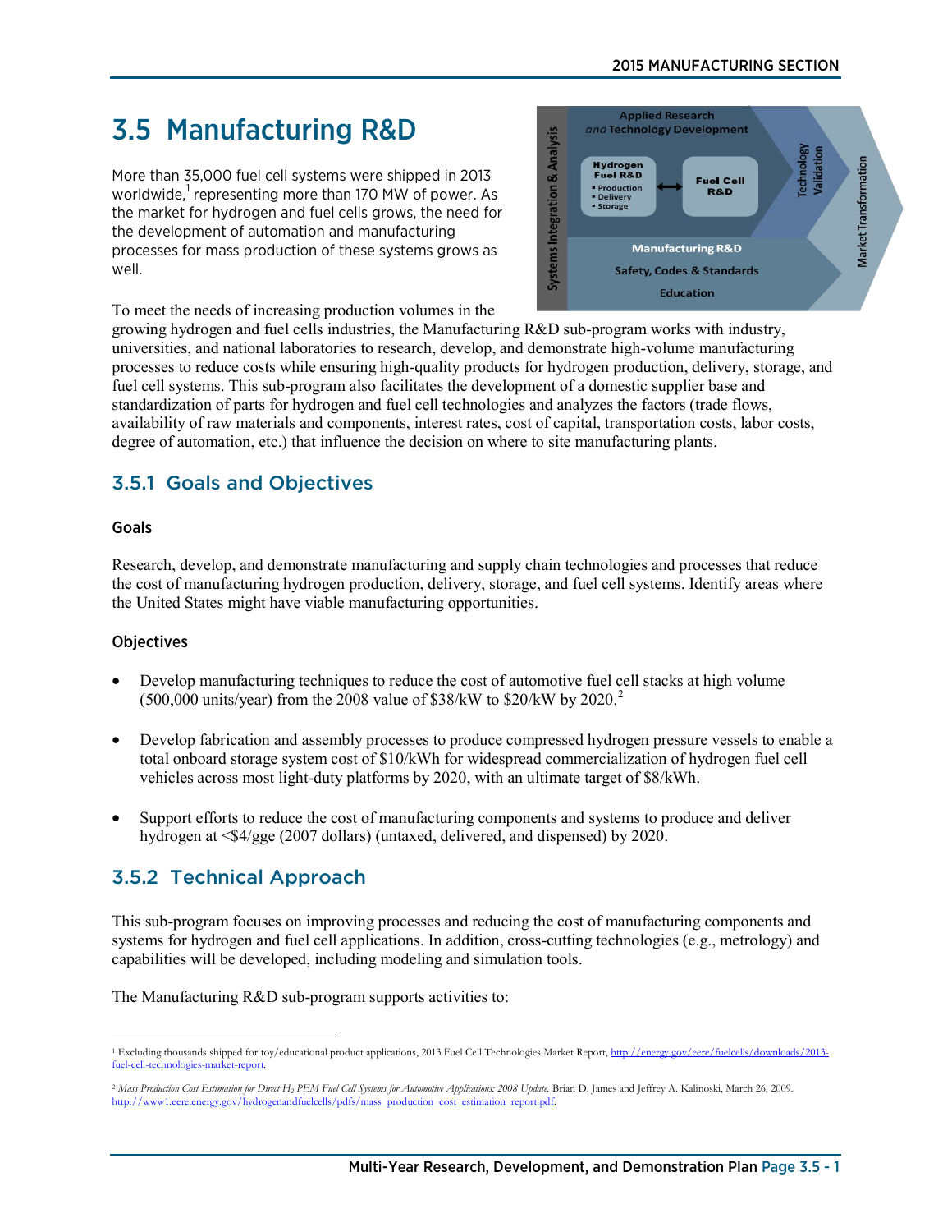# 3.5 Manufacturing R&D

Applied Research and Technology Development

Hydrogen Fuel R&D
- Production
- Delivery
- Storage

Fuel Cell R&D

Technology Validation

Market Transformation

Systems Integration & Analysis

Manufacturing R&D

Safety, Codes & Standards

Education

More than 35,000 fuel cell systems were shipped in 2013 worldwide,[1] representing more than 170 MW of power. As the market for hydrogen and fuel cells grows, the need for the development of automation and manufacturing processes for mass production of these systems grows as well.

To meet the needs of increasing production volumes in the growing hydrogen and fuel cells industries, the Manufacturing R&D sub-program works with industry, universities, and national laboratories to research, develop, and demonstrate high-volume manufacturing processes to reduce costs while ensuring high-quality products for hydrogen production, delivery, storage, and fuel cell systems. This sub-program also facilitates the development of a domestic supplier base and standardization of parts for hydrogen and fuel cell technologies and analyzes the factors (trade flows, availability of raw materials and components, interest rates, cost of capital, transportation costs, labor costs, degree of automation, etc.) that influence the decision on where to site manufacturing plants.

## 3.5.1 Goals and Objectives

### Goals

Research, develop, and demonstrate manufacturing and supply chain technologies and processes that reduce the cost of manufacturing hydrogen production, delivery, storage, and fuel cell systems. Identify areas where the United States might have viable manufacturing opportunities.

### Objectives

- Develop manufacturing techniques to reduce the cost of automotive fuel cell stacks at high volume (500,000 units/year) from the 2008 value of $38/kW to $20/kW by 2020.[2]
- Develop fabrication and assembly processes to produce compressed hydrogen pressure vessels to enable a total onboard storage system cost of $10/kWh for widespread commercialization of hydrogen fuel cell vehicles across most light-duty platforms by 2020, with an ultimate target of $8/kWh.
- Support efforts to reduce the cost of manufacturing components and systems to produce and deliver hydrogen at <$4/gge (2007 dollars) (untaxed, delivered, and dispensed) by 2020.

## 3.5.2 Technical Approach

This sub-program focuses on improving processes and reducing the cost of manufacturing components and systems for hydrogen and fuel cell applications. In addition, cross-cutting technologies (e.g., metrology) and capabilities will be developed, including modeling and simulation tools.

The Manufacturing R&D sub-program supports activities to:

---

[1] Excluding thousands shipped for toy/educational product applications, 2013 Fuel Cell Technologies Market Report, http://energy.gov/eere/fuelcells/downloads/2013-fuel-cell-technologies-market-report.

[2] *Mass Production Cost Estimation for Direct $H_2$ PEM Fuel Cell Systems for Automotive Applications: 2008 Update.* Brian D. James and Jeffrey A. Kalinoski, March 26, 2009. http://www1.eere.energy.gov/hydrogenandfuelcells/pdfs/mass_production_cost_estimation_report.pdf.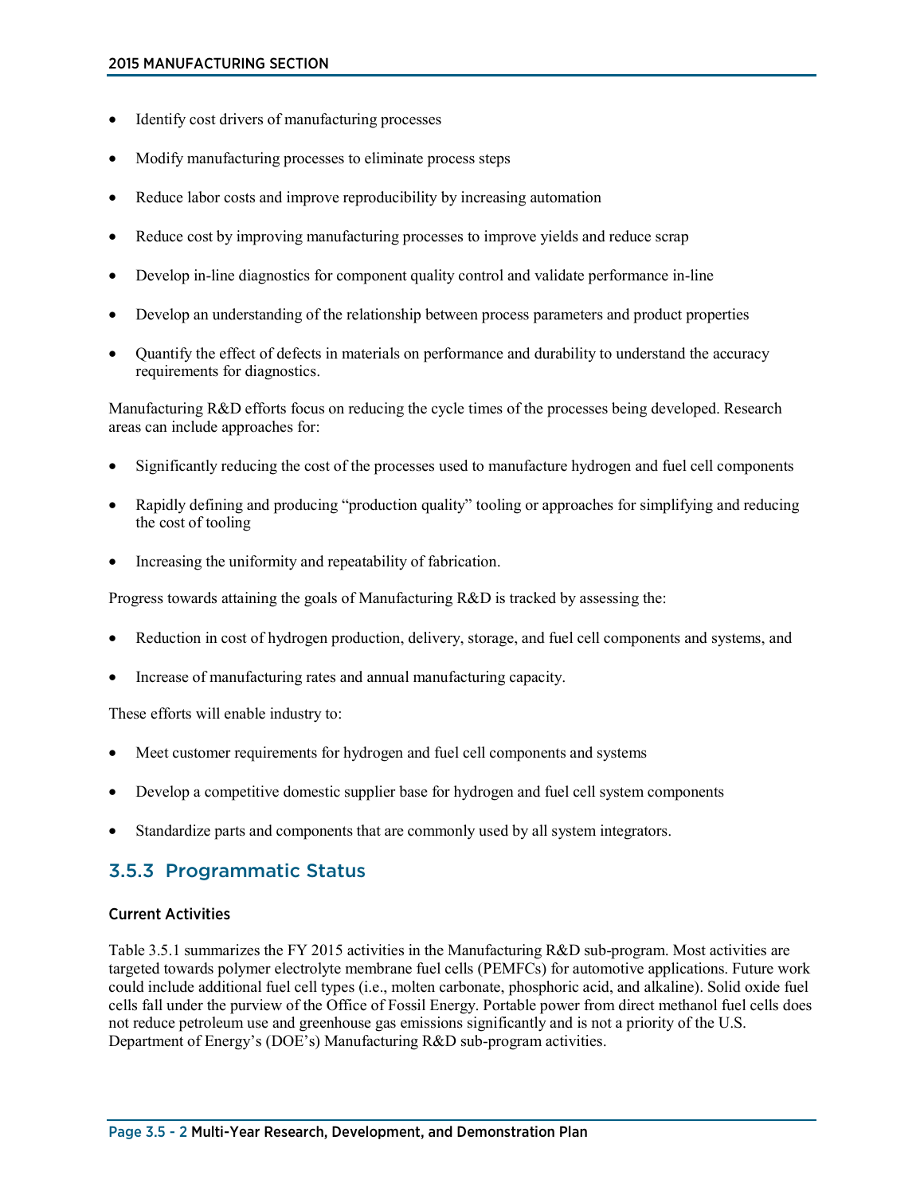- Identify cost drivers of manufacturing processes
- Modify manufacturing processes to eliminate process steps
- Reduce labor costs and improve reproducibility by increasing automation
- Reduce cost by improving manufacturing processes to improve yields and reduce scrap
- Develop in-line diagnostics for component quality control and validate performance in-line
- Develop an understanding of the relationship between process parameters and product properties
- Quantify the effect of defects in materials on performance and durability to understand the accuracy requirements for diagnostics.

Manufacturing R&D efforts focus on reducing the cycle times of the processes being developed. Research areas can include approaches for:

- Significantly reducing the cost of the processes used to manufacture hydrogen and fuel cell components
- Rapidly defining and producing "production quality" tooling or approaches for simplifying and reducing the cost of tooling
- Increasing the uniformity and repeatability of fabrication.

Progress towards attaining the goals of Manufacturing R&D is tracked by assessing the:

- Reduction in cost of hydrogen production, delivery, storage, and fuel cell components and systems, and
- Increase of manufacturing rates and annual manufacturing capacity.

These efforts will enable industry to:

- Meet customer requirements for hydrogen and fuel cell components and systems
- Develop a competitive domestic supplier base for hydrogen and fuel cell system components
- Standardize parts and components that are commonly used by all system integrators.

## 3.5.3 Programmatic Status

### Current Activities

Table 3.5.1 summarizes the FY 2015 activities in the Manufacturing R&D sub-program. Most activities are targeted towards polymer electrolyte membrane fuel cells (PEMFCs) for automotive applications. Future work could include additional fuel cell types (i.e., molten carbonate, phosphoric acid, and alkaline). Solid oxide fuel cells fall under the purview of the Office of Fossil Energy. Portable power from direct methanol fuel cells does not reduce petroleum use and greenhouse gas emissions significantly and is not a priority of the U.S. Department of Energy's (DOE's) Manufacturing R&D sub-program activities.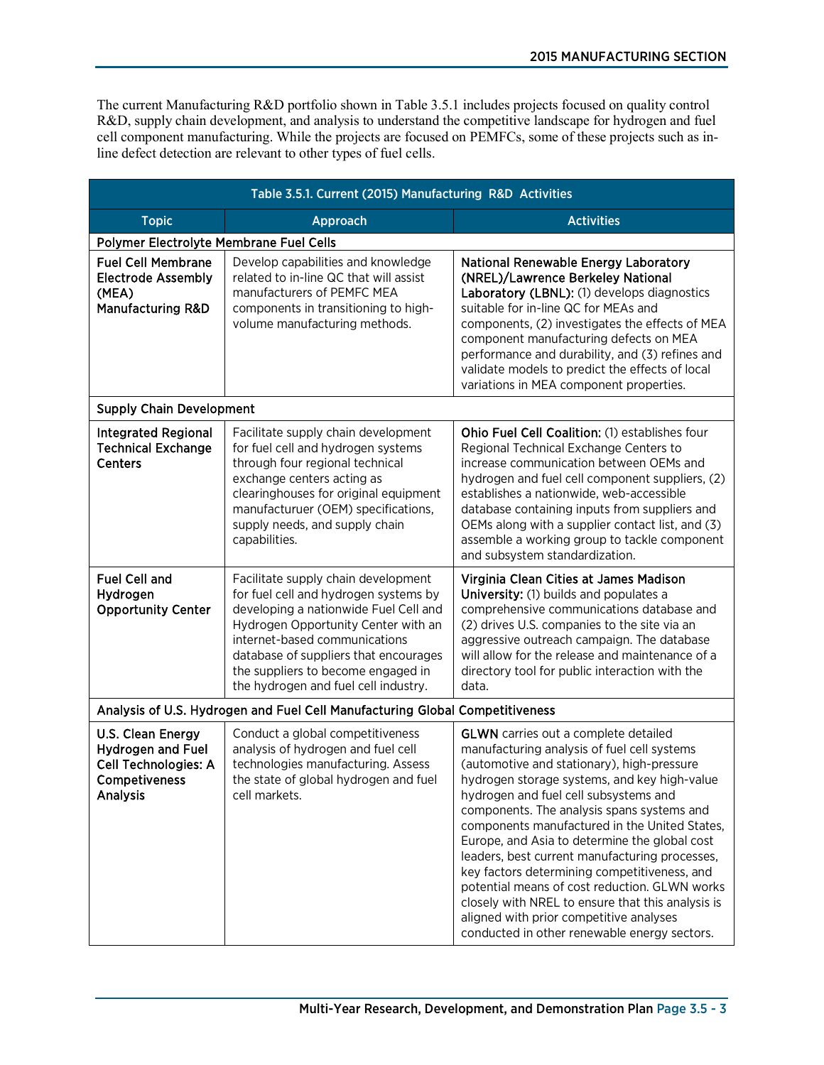The current Manufacturing R&D portfolio shown in Table 3.5.1 includes projects focused on quality control R&D, supply chain development, and analysis to understand the competitive landscape for hydrogen and fuel cell component manufacturing. While the projects are focused on PEMFCs, some of these projects such as in-line defect detection are relevant to other types of fuel cells.

**Table 3.5.1. Current (2015) Manufacturing R&D Activities**

| Topic | Approach | Activities |
|---|---|---|
| **Polymer Electrolyte Membrane Fuel Cells** | | |
| **Fuel Cell Membrane Electrode Assembly (MEA) Manufacturing R&D** | Develop capabilities and knowledge related to in-line QC that will assist manufacturers of PEMFC MEA components in transitioning to high-volume manufacturing methods. | **National Renewable Energy Laboratory (NREL)/Lawrence Berkeley National Laboratory (LBNL):** (1) develops diagnostics suitable for in-line QC for MEAs and components, (2) investigates the effects of MEA component manufacturing defects on MEA performance and durability, and (3) refines and validate models to predict the effects of local variations in MEA component properties. |
| **Supply Chain Development** | | |
| **Integrated Regional Technical Exchange Centers** | Facilitate supply chain development for fuel cell and hydrogen systems through four regional technical exchange centers acting as clearinghouses for original equipment manufacturuer (OEM) specifications, supply needs, and supply chain capabilities. | **Ohio Fuel Cell Coalition:** (1) establishes four Regional Technical Exchange Centers to increase communication between OEMs and hydrogen and fuel cell component suppliers, (2) establishes a nationwide, web-accessible database containing inputs from suppliers and OEMs along with a supplier contact list, and (3) assemble a working group to tackle component and subsystem standardization. |
| **Fuel Cell and Hydrogen Opportunity Center** | Facilitate supply chain development for fuel cell and hydrogen systems by developing a nationwide Fuel Cell and Hydrogen Opportunity Center with an internet-based communications database of suppliers that encourages the suppliers to become engaged in the hydrogen and fuel cell industry. | **Virginia Clean Cities at James Madison University:** (1) builds and populates a comprehensive communications database and (2) drives U.S. companies to the site via an aggressive outreach campaign. The database will allow for the release and maintenance of a directory tool for public interaction with the data. |
| **Analysis of U.S. Hydrogen and Fuel Cell Manufacturing Global Competitiveness** | | |
| **U.S. Clean Energy Hydrogen and Fuel Cell Technologies: A Competiveness Analysis** | Conduct a global competitiveness analysis of hydrogen and fuel cell technologies manufacturing. Assess the state of global hydrogen and fuel cell markets. | **GLWN** carries out a complete detailed manufacturing analysis of fuel cell systems (automotive and stationary), high-pressure hydrogen storage systems, and key high-value hydrogen and fuel cell subsystems and components. The analysis spans systems and components manufactured in the United States, Europe, and Asia to determine the global cost leaders, best current manufacturing processes, key factors determining competitiveness, and potential means of cost reduction. GLWN works closely with NREL to ensure that this analysis is aligned with prior competitive analyses conducted in other renewable energy sectors. |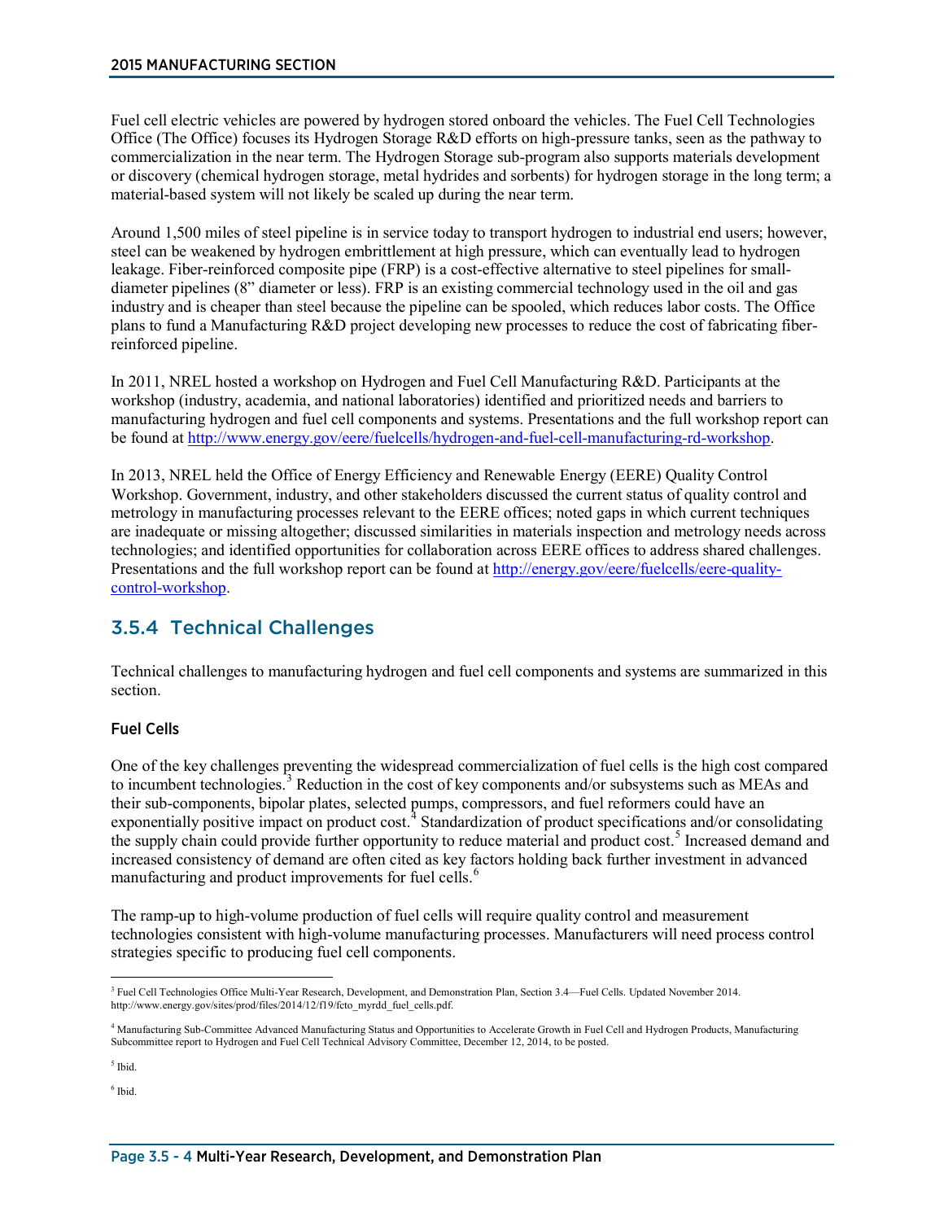Fuel cell electric vehicles are powered by hydrogen stored onboard the vehicles. The Fuel Cell Technologies Office (The Office) focuses its Hydrogen Storage R&D efforts on high-pressure tanks, seen as the pathway to commercialization in the near term. The Hydrogen Storage sub-program also supports materials development or discovery (chemical hydrogen storage, metal hydrides and sorbents) for hydrogen storage in the long term; a material-based system will not likely be scaled up during the near term.

Around 1,500 miles of steel pipeline is in service today to transport hydrogen to industrial end users; however, steel can be weakened by hydrogen embrittlement at high pressure, which can eventually lead to hydrogen leakage. Fiber-reinforced composite pipe (FRP) is a cost-effective alternative to steel pipelines for small-diameter pipelines (8" diameter or less). FRP is an existing commercial technology used in the oil and gas industry and is cheaper than steel because the pipeline can be spooled, which reduces labor costs. The Office plans to fund a Manufacturing R&D project developing new processes to reduce the cost of fabricating fiber-reinforced pipeline.

In 2011, NREL hosted a workshop on Hydrogen and Fuel Cell Manufacturing R&D. Participants at the workshop (industry, academia, and national laboratories) identified and prioritized needs and barriers to manufacturing hydrogen and fuel cell components and systems. Presentations and the full workshop report can be found at http://www.energy.gov/eere/fuelcells/hydrogen-and-fuel-cell-manufacturing-rd-workshop.

In 2013, NREL held the Office of Energy Efficiency and Renewable Energy (EERE) Quality Control Workshop. Government, industry, and other stakeholders discussed the current status of quality control and metrology in manufacturing processes relevant to the EERE offices; noted gaps in which current techniques are inadequate or missing altogether; discussed similarities in materials inspection and metrology needs across technologies; and identified opportunities for collaboration across EERE offices to address shared challenges. Presentations and the full workshop report can be found at http://energy.gov/eere/fuelcells/eere-quality-control-workshop.

## 3.5.4 Technical Challenges

Technical challenges to manufacturing hydrogen and fuel cell components and systems are summarized in this section.

### Fuel Cells

One of the key challenges preventing the widespread commercialization of fuel cells is the high cost compared to incumbent technologies.[3] Reduction in the cost of key components and/or subsystems such as MEAs and their sub-components, bipolar plates, selected pumps, compressors, and fuel reformers could have an exponentially positive impact on product cost.[4] Standardization of product specifications and/or consolidating the supply chain could provide further opportunity to reduce material and product cost.[5] Increased demand and increased consistency of demand are often cited as key factors holding back further investment in advanced manufacturing and product improvements for fuel cells.[6]

The ramp-up to high-volume production of fuel cells will require quality control and measurement technologies consistent with high-volume manufacturing processes. Manufacturers will need process control strategies specific to producing fuel cell components.

---

[3] Fuel Cell Technologies Office Multi-Year Research, Development, and Demonstration Plan, Section 3.4—Fuel Cells. Updated November 2014. http://www.energy.gov/sites/prod/files/2014/12/f19/fcto_myrdd_fuel_cells.pdf.

[4] Manufacturing Sub-Committee Advanced Manufacturing Status and Opportunities to Accelerate Growth in Fuel Cell and Hydrogen Products, Manufacturing Subcommittee report to Hydrogen and Fuel Cell Technical Advisory Committee, December 12, 2014, to be posted.

[5] Ibid.

[6] Ibid.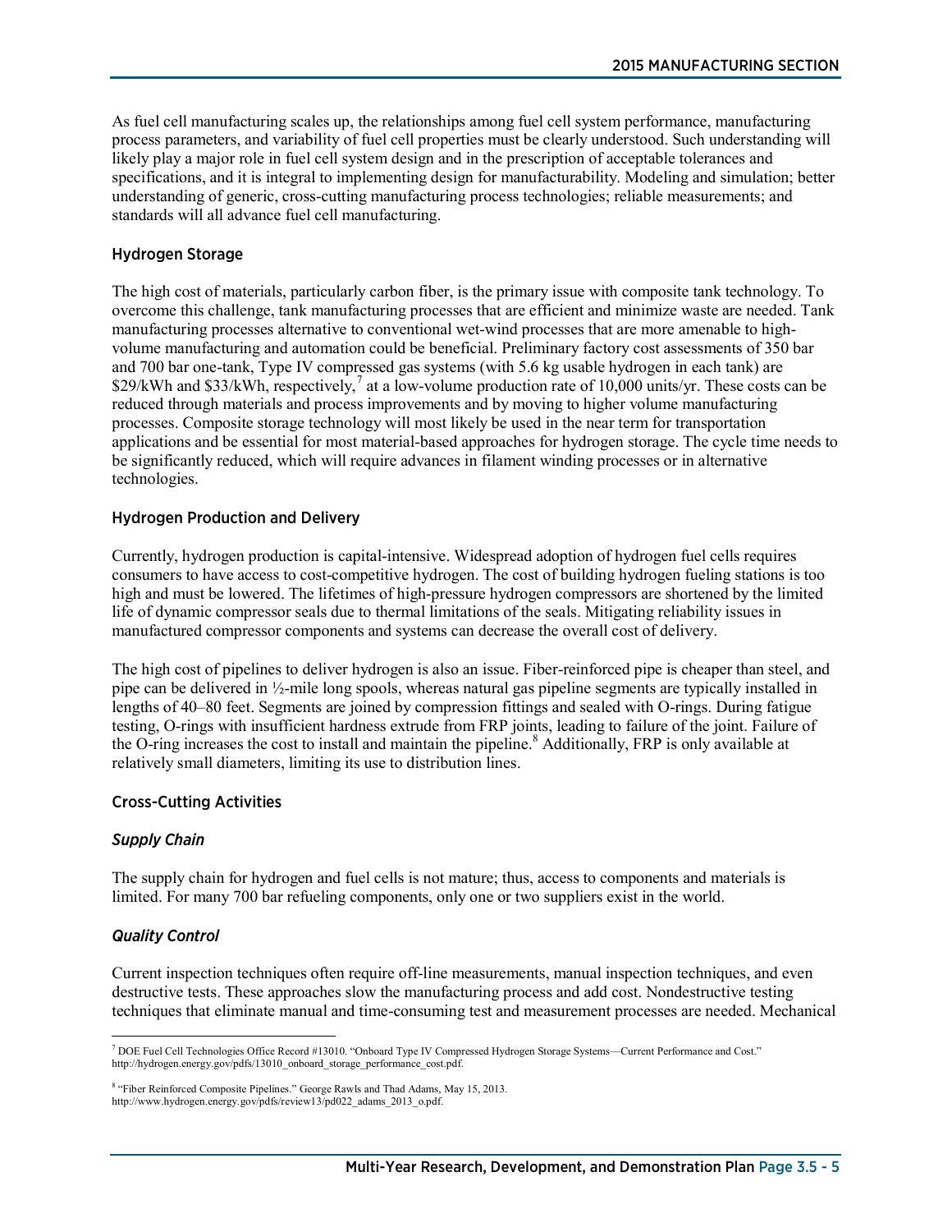As fuel cell manufacturing scales up, the relationships among fuel cell system performance, manufacturing process parameters, and variability of fuel cell properties must be clearly understood. Such understanding will likely play a major role in fuel cell system design and in the prescription of acceptable tolerances and specifications, and it is integral to implementing design for manufacturability. Modeling and simulation; better understanding of generic, cross-cutting manufacturing process technologies; reliable measurements; and standards will all advance fuel cell manufacturing.

### Hydrogen Storage

The high cost of materials, particularly carbon fiber, is the primary issue with composite tank technology. To overcome this challenge, tank manufacturing processes that are efficient and minimize waste are needed. Tank manufacturing processes alternative to conventional wet-wind processes that are more amenable to high-volume manufacturing and automation could be beneficial. Preliminary factory cost assessments of 350 bar and 700 bar one-tank, Type IV compressed gas systems (with 5.6 kg usable hydrogen in each tank) are \$29/kWh and \$33/kWh, respectively,[7] at a low-volume production rate of 10,000 units/yr. These costs can be reduced through materials and process improvements and by moving to higher volume manufacturing processes. Composite storage technology will most likely be used in the near term for transportation applications and be essential for most material-based approaches for hydrogen storage. The cycle time needs to be significantly reduced, which will require advances in filament winding processes or in alternative technologies.

### Hydrogen Production and Delivery

Currently, hydrogen production is capital-intensive. Widespread adoption of hydrogen fuel cells requires consumers to have access to cost-competitive hydrogen. The cost of building hydrogen fueling stations is too high and must be lowered. The lifetimes of high-pressure hydrogen compressors are shortened by the limited life of dynamic compressor seals due to thermal limitations of the seals. Mitigating reliability issues in manufactured compressor components and systems can decrease the overall cost of delivery.

The high cost of pipelines to deliver hydrogen is also an issue. Fiber-reinforced pipe is cheaper than steel, and pipe can be delivered in ½-mile long spools, whereas natural gas pipeline segments are typically installed in lengths of 40–80 feet. Segments are joined by compression fittings and sealed with O-rings. During fatigue testing, O-rings with insufficient hardness extrude from FRP joints, leading to failure of the joint. Failure of the O-ring increases the cost to install and maintain the pipeline.[8] Additionally, FRP is only available at relatively small diameters, limiting its use to distribution lines.

### Cross-Cutting Activities

#### *Supply Chain*

The supply chain for hydrogen and fuel cells is not mature; thus, access to components and materials is limited. For many 700 bar refueling components, only one or two suppliers exist in the world.

#### *Quality Control*

Current inspection techniques often require off-line measurements, manual inspection techniques, and even destructive tests. These approaches slow the manufacturing process and add cost. Nondestructive testing techniques that eliminate manual and time-consuming test and measurement processes are needed. Mechanical

---

[7] DOE Fuel Cell Technologies Office Record #13010. "Onboard Type IV Compressed Hydrogen Storage Systems—Current Performance and Cost." http://hydrogen.energy.gov/pdfs/13010_onboard_storage_performance_cost.pdf.

[8] "Fiber Reinforced Composite Pipelines." George Rawls and Thad Adams, May 15, 2013. http://www.hydrogen.energy.gov/pdfs/review13/pd022_adams_2013_o.pdf.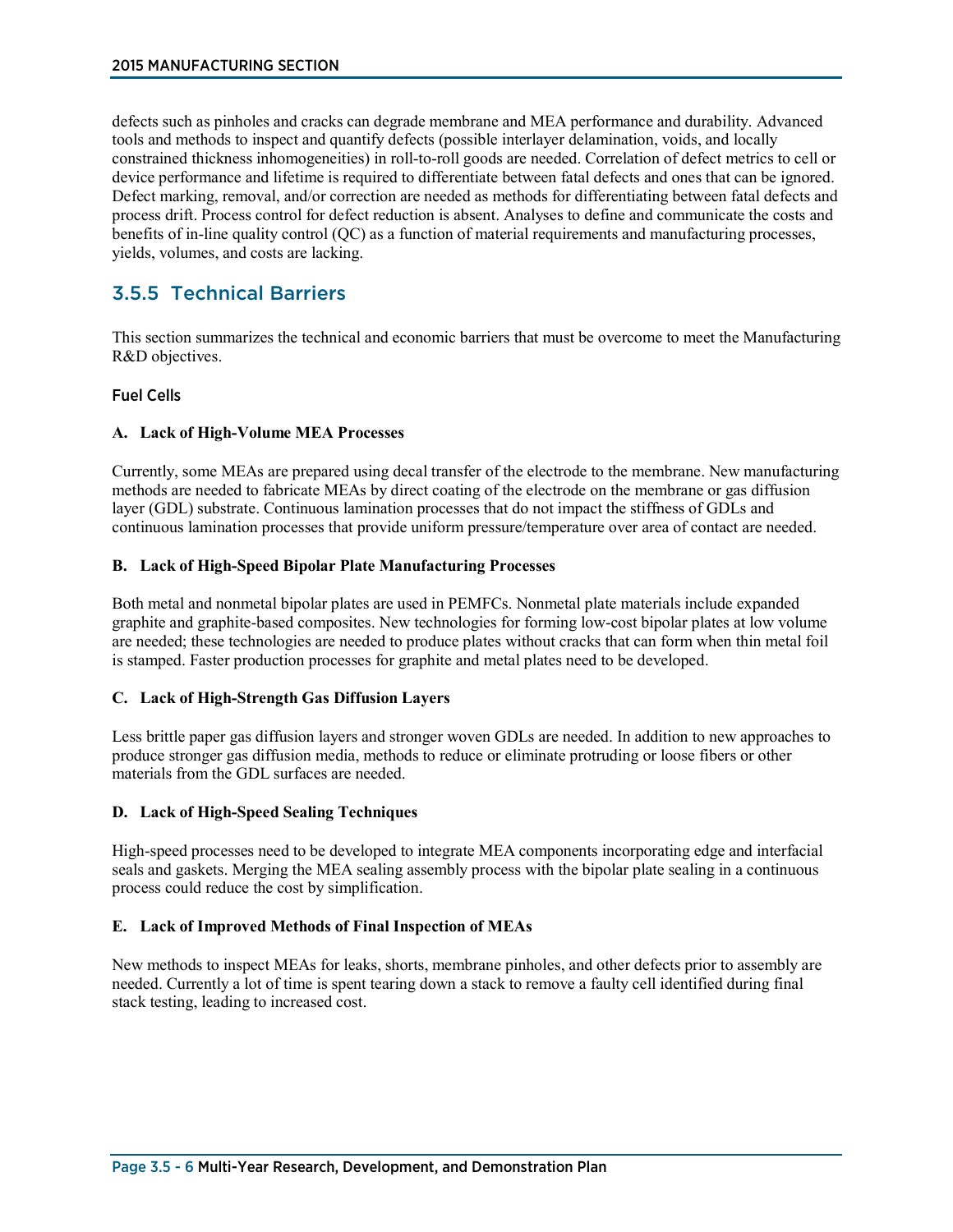defects such as pinholes and cracks can degrade membrane and MEA performance and durability. Advanced tools and methods to inspect and quantify defects (possible interlayer delamination, voids, and locally constrained thickness inhomogeneities) in roll-to-roll goods are needed. Correlation of defect metrics to cell or device performance and lifetime is required to differentiate between fatal defects and ones that can be ignored. Defect marking, removal, and/or correction are needed as methods for differentiating between fatal defects and process drift. Process control for defect reduction is absent. Analyses to define and communicate the costs and benefits of in-line quality control (QC) as a function of material requirements and manufacturing processes, yields, volumes, and costs are lacking.

## 3.5.5 Technical Barriers

This section summarizes the technical and economic barriers that must be overcome to meet the Manufacturing R&D objectives.

### Fuel Cells

**A. Lack of High-Volume MEA Processes**

Currently, some MEAs are prepared using decal transfer of the electrode to the membrane. New manufacturing methods are needed to fabricate MEAs by direct coating of the electrode on the membrane or gas diffusion layer (GDL) substrate. Continuous lamination processes that do not impact the stiffness of GDLs and continuous lamination processes that provide uniform pressure/temperature over area of contact are needed.

**B. Lack of High-Speed Bipolar Plate Manufacturing Processes**

Both metal and nonmetal bipolar plates are used in PEMFCs. Nonmetal plate materials include expanded graphite and graphite-based composites. New technologies for forming low-cost bipolar plates at low volume are needed; these technologies are needed to produce plates without cracks that can form when thin metal foil is stamped. Faster production processes for graphite and metal plates need to be developed.

**C. Lack of High-Strength Gas Diffusion Layers**

Less brittle paper gas diffusion layers and stronger woven GDLs are needed. In addition to new approaches to produce stronger gas diffusion media, methods to reduce or eliminate protruding or loose fibers or other materials from the GDL surfaces are needed.

**D. Lack of High-Speed Sealing Techniques**

High-speed processes need to be developed to integrate MEA components incorporating edge and interfacial seals and gaskets. Merging the MEA sealing assembly process with the bipolar plate sealing in a continuous process could reduce the cost by simplification.

**E. Lack of Improved Methods of Final Inspection of MEAs**

New methods to inspect MEAs for leaks, shorts, membrane pinholes, and other defects prior to assembly are needed. Currently a lot of time is spent tearing down a stack to remove a faulty cell identified during final stack testing, leading to increased cost.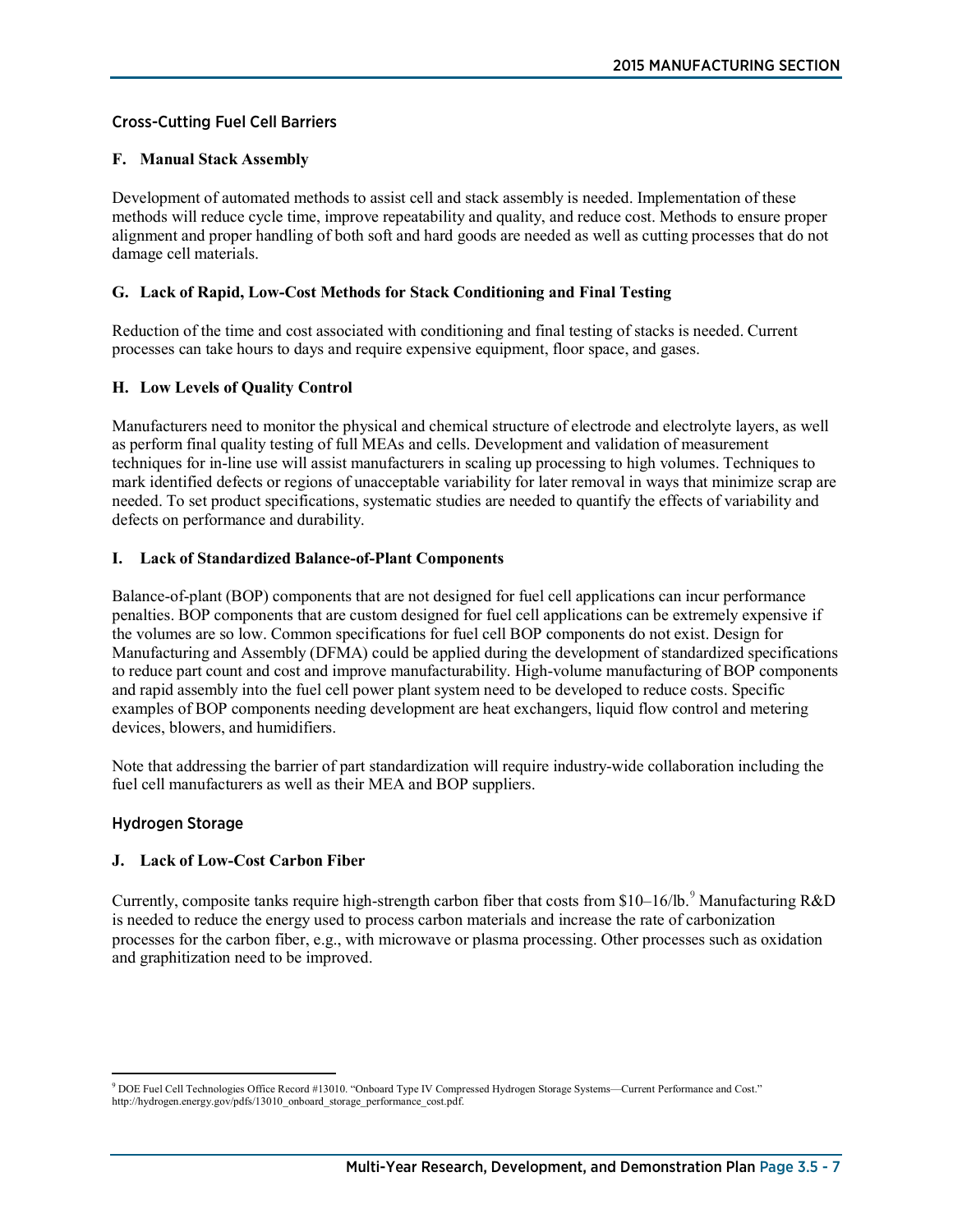### Cross-Cutting Fuel Cell Barriers

#### F. Manual Stack Assembly

Development of automated methods to assist cell and stack assembly is needed. Implementation of these methods will reduce cycle time, improve repeatability and quality, and reduce cost. Methods to ensure proper alignment and proper handling of both soft and hard goods are needed as well as cutting processes that do not damage cell materials.

#### G. Lack of Rapid, Low-Cost Methods for Stack Conditioning and Final Testing

Reduction of the time and cost associated with conditioning and final testing of stacks is needed. Current processes can take hours to days and require expensive equipment, floor space, and gases.

#### H. Low Levels of Quality Control

Manufacturers need to monitor the physical and chemical structure of electrode and electrolyte layers, as well as perform final quality testing of full MEAs and cells. Development and validation of measurement techniques for in-line use will assist manufacturers in scaling up processing to high volumes. Techniques to mark identified defects or regions of unacceptable variability for later removal in ways that minimize scrap are needed. To set product specifications, systematic studies are needed to quantify the effects of variability and defects on performance and durability.

#### I. Lack of Standardized Balance-of-Plant Components

Balance-of-plant (BOP) components that are not designed for fuel cell applications can incur performance penalties. BOP components that are custom designed for fuel cell applications can be extremely expensive if the volumes are so low. Common specifications for fuel cell BOP components do not exist. Design for Manufacturing and Assembly (DFMA) could be applied during the development of standardized specifications to reduce part count and cost and improve manufacturability. High-volume manufacturing of BOP components and rapid assembly into the fuel cell power plant system need to be developed to reduce costs. Specific examples of BOP components needing development are heat exchangers, liquid flow control and metering devices, blowers, and humidifiers.

Note that addressing the barrier of part standardization will require industry-wide collaboration including the fuel cell manufacturers as well as their MEA and BOP suppliers.

### Hydrogen Storage

#### J. Lack of Low-Cost Carbon Fiber

Currently, composite tanks require high-strength carbon fiber that costs from \$10–16/lb.[9] Manufacturing R&D is needed to reduce the energy used to process carbon materials and increase the rate of carbonization processes for the carbon fiber, e.g., with microwave or plasma processing. Other processes such as oxidation and graphitization need to be improved.

---

[9] DOE Fuel Cell Technologies Office Record #13010. "Onboard Type IV Compressed Hydrogen Storage Systems—Current Performance and Cost." http://hydrogen.energy.gov/pdfs/13010_onboard_storage_performance_cost.pdf.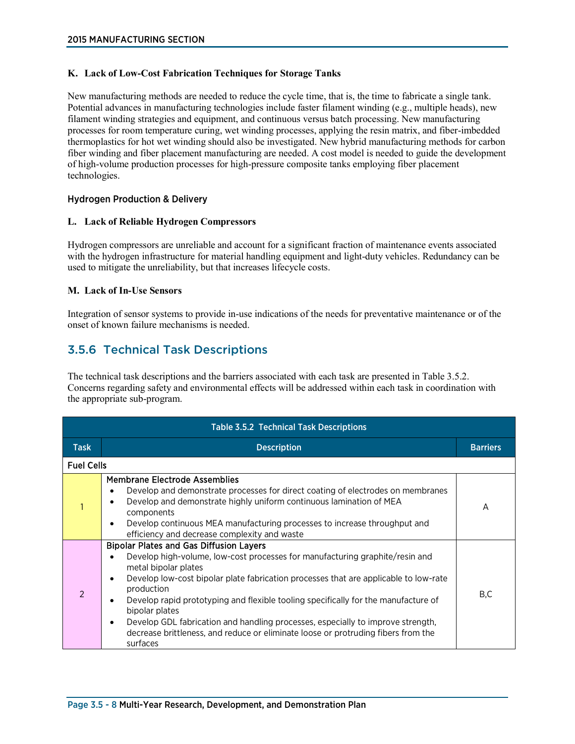#### K. Lack of Low-Cost Fabrication Techniques for Storage Tanks

New manufacturing methods are needed to reduce the cycle time, that is, the time to fabricate a single tank. Potential advances in manufacturing technologies include faster filament winding (e.g., multiple heads), new filament winding strategies and equipment, and continuous versus batch processing. New manufacturing processes for room temperature curing, wet winding processes, applying the resin matrix, and fiber-imbedded thermoplastics for hot wet winding should also be investigated. New hybrid manufacturing methods for carbon fiber winding and fiber placement manufacturing are needed. A cost model is needed to guide the development of high-volume production processes for high-pressure composite tanks employing fiber placement technologies.

### Hydrogen Production & Delivery

#### L. Lack of Reliable Hydrogen Compressors

Hydrogen compressors are unreliable and account for a significant fraction of maintenance events associated with the hydrogen infrastructure for material handling equipment and light-duty vehicles. Redundancy can be used to mitigate the unreliability, but that increases lifecycle costs.

#### M. Lack of In-Use Sensors

Integration of sensor systems to provide in-use indications of the needs for preventative maintenance or of the onset of known failure mechanisms is needed.

## 3.5.6 Technical Task Descriptions

The technical task descriptions and the barriers associated with each task are presented in Table 3.5.2. Concerns regarding safety and environmental effects will be addressed within each task in coordination with the appropriate sub-program.

**Table 3.5.2 Technical Task Descriptions**

| Task | Description | Barriers |
|---|---|---|
| **Fuel Cells** | | |
| 1 | Membrane Electrode Assemblies<br>• Develop and demonstrate processes for direct coating of electrodes on membranes<br>• Develop and demonstrate highly uniform continuous lamination of MEA components<br>• Develop continuous MEA manufacturing processes to increase throughput and efficiency and decrease complexity and waste | A |
| 2 | Bipolar Plates and Gas Diffusion Layers<br>• Develop high-volume, low-cost processes for manufacturing graphite/resin and metal bipolar plates<br>• Develop low-cost bipolar plate fabrication processes that are applicable to low-rate production<br>• Develop rapid prototyping and flexible tooling specifically for the manufacture of bipolar plates<br>• Develop GDL fabrication and handling processes, especially to improve strength, decrease brittleness, and reduce or eliminate loose or protruding fibers from the surfaces | B,C |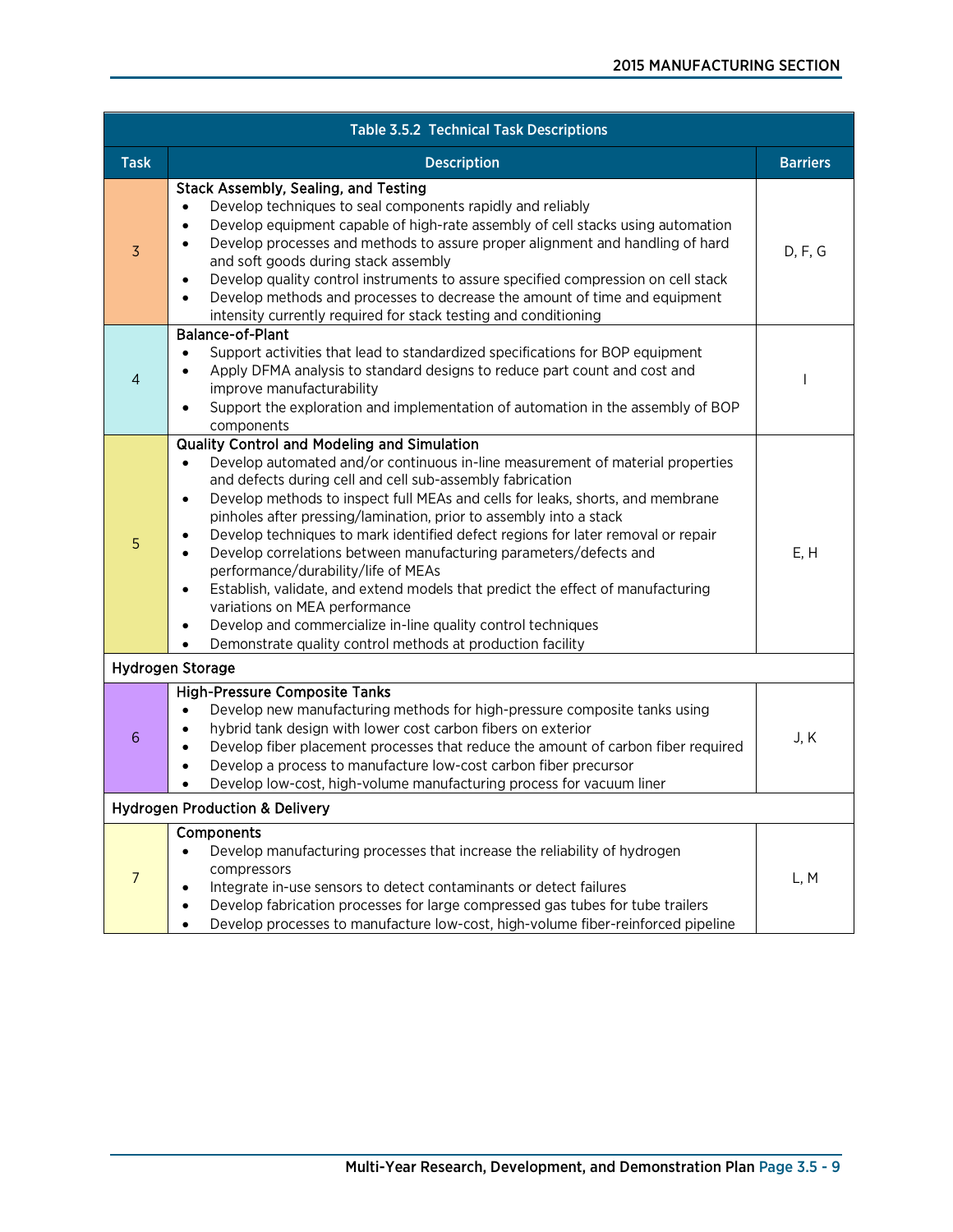| Table 3.5.2 Technical Task Descriptions | | |
|---|---|---|
| **Task** | **Description** | **Barriers** |
| 3 | **Stack Assembly, Sealing, and Testing**<br>• Develop techniques to seal components rapidly and reliably<br>• Develop equipment capable of high-rate assembly of cell stacks using automation<br>• Develop processes and methods to assure proper alignment and handling of hard and soft goods during stack assembly<br>• Develop quality control instruments to assure specified compression on cell stack<br>• Develop methods and processes to decrease the amount of time and equipment intensity currently required for stack testing and conditioning | D, F, G |
| 4 | **Balance-of-Plant**<br>• Support activities that lead to standardized specifications for BOP equipment<br>• Apply DFMA analysis to standard designs to reduce part count and cost and improve manufacturability<br>• Support the exploration and implementation of automation in the assembly of BOP components | I |
| 5 | **Quality Control and Modeling and Simulation**<br>• Develop automated and/or continuous in-line measurement of material properties and defects during cell and cell sub-assembly fabrication<br>• Develop methods to inspect full MEAs and cells for leaks, shorts, and membrane pinholes after pressing/lamination, prior to assembly into a stack<br>• Develop techniques to mark identified defect regions for later removal or repair<br>• Develop correlations between manufacturing parameters/defects and performance/durability/life of MEAs<br>• Establish, validate, and extend models that predict the effect of manufacturing variations on MEA performance<br>• Develop and commercialize in-line quality control techniques<br>• Demonstrate quality control methods at production facility | E, H |
| **Hydrogen Storage** | | |
| 6 | **High-Pressure Composite Tanks**<br>• Develop new manufacturing methods for high-pressure composite tanks using<br>• hybrid tank design with lower cost carbon fibers on exterior<br>• Develop fiber placement processes that reduce the amount of carbon fiber required<br>• Develop a process to manufacture low-cost carbon fiber precursor<br>• Develop low-cost, high-volume manufacturing process for vacuum liner | J, K |
| **Hydrogen Production & Delivery** | | |
| 7 | **Components**<br>• Develop manufacturing processes that increase the reliability of hydrogen compressors<br>• Integrate in-use sensors to detect contaminants or detect failures<br>• Develop fabrication processes for large compressed gas tubes for tube trailers<br>• Develop processes to manufacture low-cost, high-volume fiber-reinforced pipeline | L, M |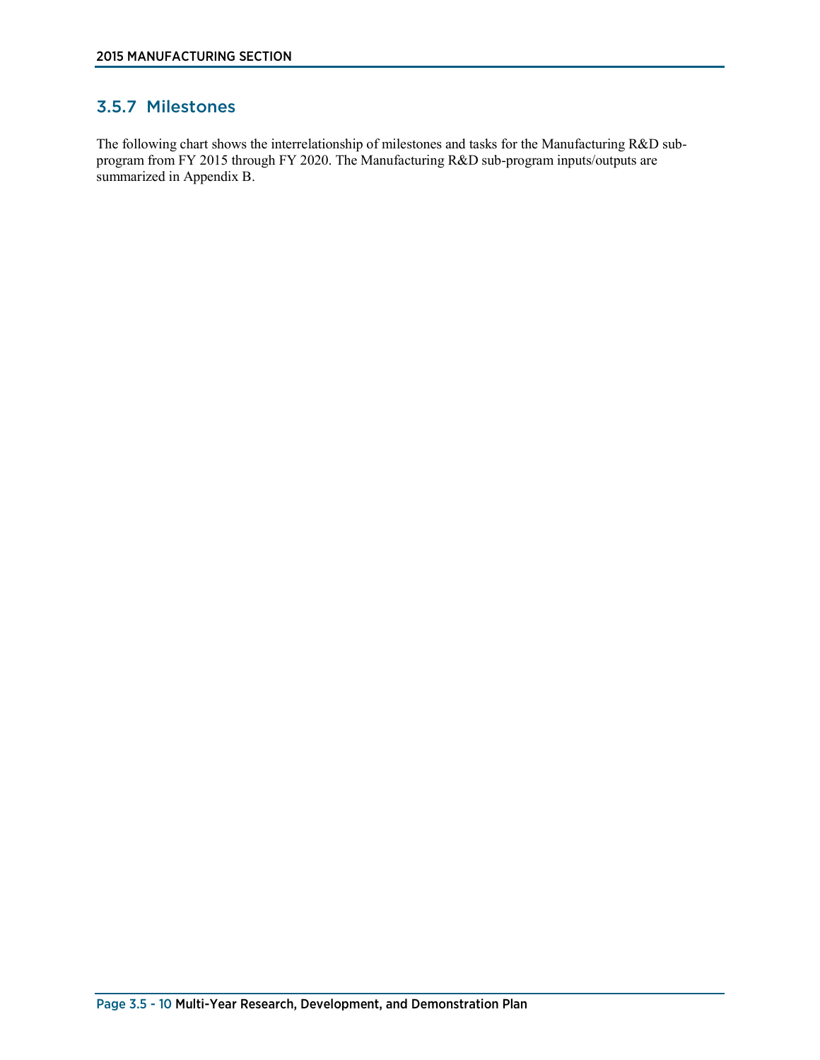### 3.5.7 Milestones

The following chart shows the interrelationship of milestones and tasks for the Manufacturing R&D sub-program from FY 2015 through FY 2020. The Manufacturing R&D sub-program inputs/outputs are summarized in Appendix B.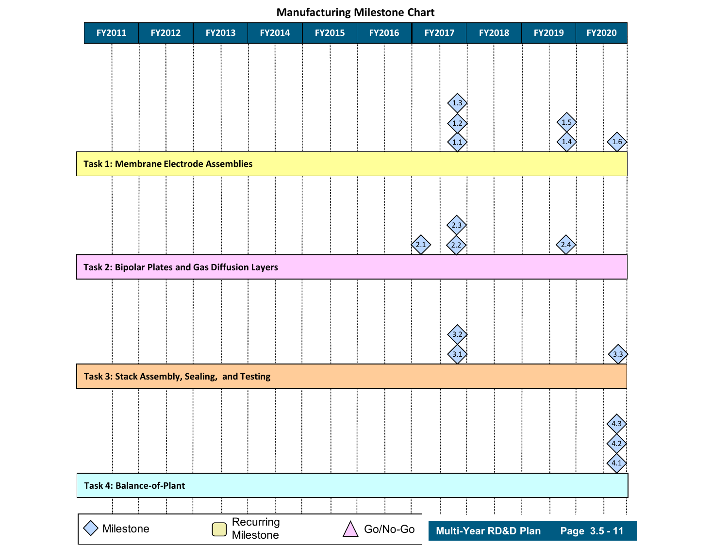## Manufacturing Milestone Chart

| Task | FY2011 | FY2012 | FY2013 | FY2014 | FY2015 | FY2016 | FY2017 | FY2018 | FY2019 | FY2020 |
|---|---|---|---|---|---|---|---|---|---|---|
| Task 1: Membrane Electrode Assemblies | | | | | | | 1.1, 1.2, 1.3 | | 1.4, 1.5 | 1.6 |
| Task 2: Bipolar Plates and Gas Diffusion Layers | | | | | | | 2.1, 2.2, 2.3 | | 2.4 | |
| Task 3: Stack Assembly, Sealing, and Testing | | | | | | | 3.1, 3.2 | | | 3.3 |
| Task 4: Balance-of-Plant | | | | | | | | | | 4.1, 4.2, 4.3 |

Legend: Milestone (diamond); Recurring Milestone; Go/No-Go (triangle)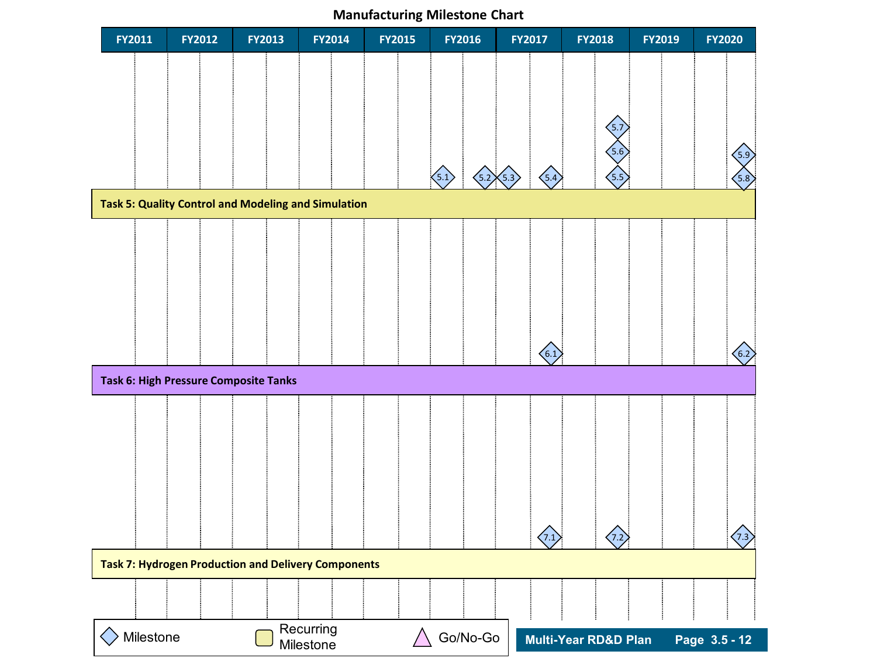# Manufacturing Milestone Chart

| | FY2011 | FY2012 | FY2013 | FY2014 | FY2015 | FY2016 | FY2017 | FY2018 | FY2019 | FY2020 |
|---|---|---|---|---|---|---|---|---|---|---|
| **Task 5: Quality Control and Modeling and Simulation** | | | | | | 5.1, 5.2 | 5.3, 5.4 | 5.5, 5.6, 5.7 | | 5.8, 5.9 |
| **Task 6: High Pressure Composite Tanks** | | | | | | | 6.1 | | | 6.2 |
| **Task 7: Hydrogen Production and Delivery Components** | | | | | | | 7.1 | 7.2 | | 7.3 |

Legend: ◇ Milestone; Recurring Milestone; △ Go/No-Go

Multi-Year RD&D Plan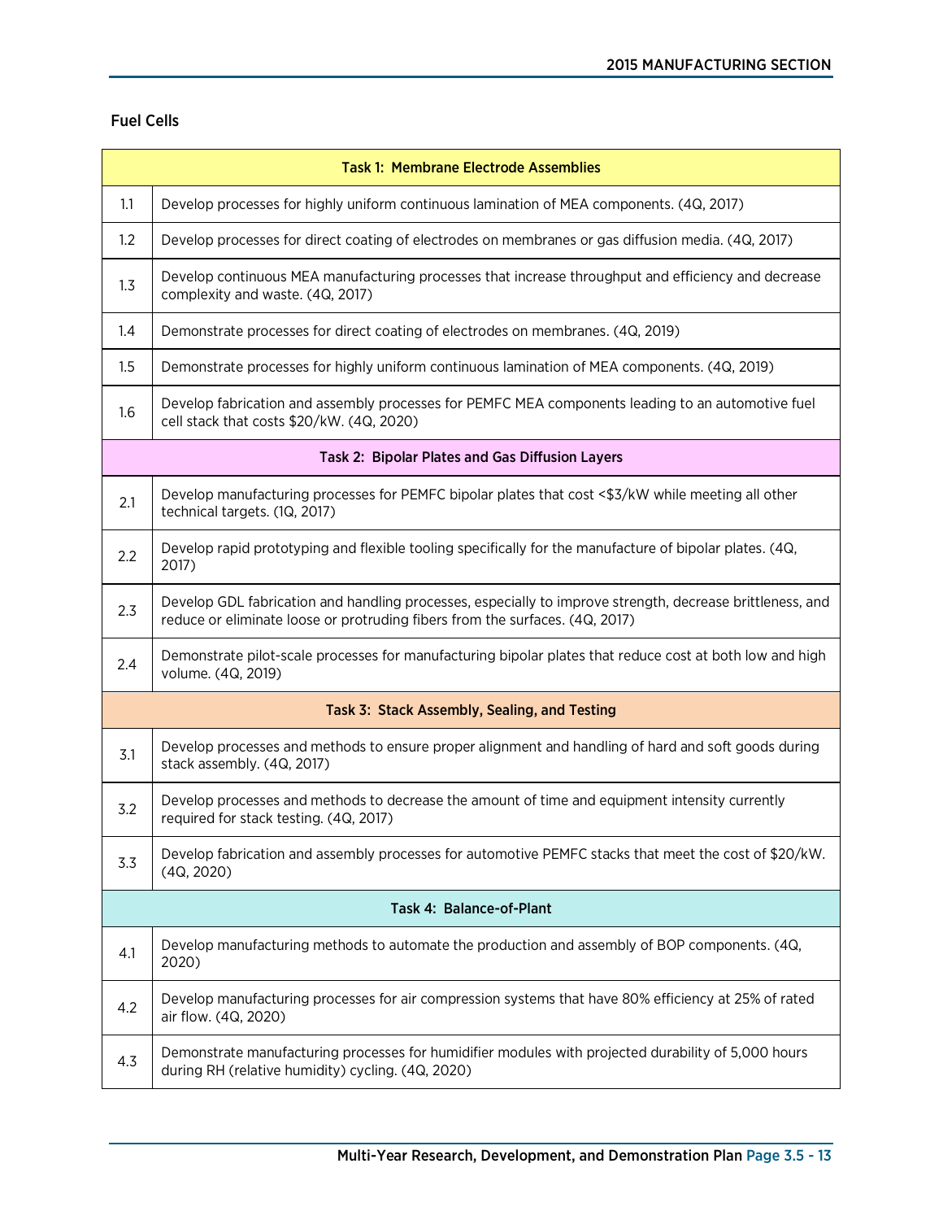## Fuel Cells

| | |
|---|---|
| **Task 1: Membrane Electrode Assemblies** | |
| 1.1 | Develop processes for highly uniform continuous lamination of MEA components. (4Q, 2017) |
| 1.2 | Develop processes for direct coating of electrodes on membranes or gas diffusion media. (4Q, 2017) |
| 1.3 | Develop continuous MEA manufacturing processes that increase throughput and efficiency and decrease complexity and waste. (4Q, 2017) |
| 1.4 | Demonstrate processes for direct coating of electrodes on membranes. (4Q, 2019) |
| 1.5 | Demonstrate processes for highly uniform continuous lamination of MEA components. (4Q, 2019) |
| 1.6 | Develop fabrication and assembly processes for PEMFC MEA components leading to an automotive fuel cell stack that costs $20/kW. (4Q, 2020) |
| **Task 2: Bipolar Plates and Gas Diffusion Layers** | |
| 2.1 | Develop manufacturing processes for PEMFC bipolar plates that cost <$3/kW while meeting all other technical targets. (1Q, 2017) |
| 2.2 | Develop rapid prototyping and flexible tooling specifically for the manufacture of bipolar plates. (4Q, 2017) |
| 2.3 | Develop GDL fabrication and handling processes, especially to improve strength, decrease brittleness, and reduce or eliminate loose or protruding fibers from the surfaces. (4Q, 2017) |
| 2.4 | Demonstrate pilot-scale processes for manufacturing bipolar plates that reduce cost at both low and high volume. (4Q, 2019) |
| **Task 3: Stack Assembly, Sealing, and Testing** | |
| 3.1 | Develop processes and methods to ensure proper alignment and handling of hard and soft goods during stack assembly. (4Q, 2017) |
| 3.2 | Develop processes and methods to decrease the amount of time and equipment intensity currently required for stack testing. (4Q, 2017) |
| 3.3 | Develop fabrication and assembly processes for automotive PEMFC stacks that meet the cost of $20/kW. (4Q, 2020) |
| **Task 4: Balance-of-Plant** | |
| 4.1 | Develop manufacturing methods to automate the production and assembly of BOP components. (4Q, 2020) |
| 4.2 | Develop manufacturing processes for air compression systems that have 80% efficiency at 25% of rated air flow. (4Q, 2020) |
| 4.3 | Demonstrate manufacturing processes for humidifier modules with projected durability of 5,000 hours during RH (relative humidity) cycling. (4Q, 2020) |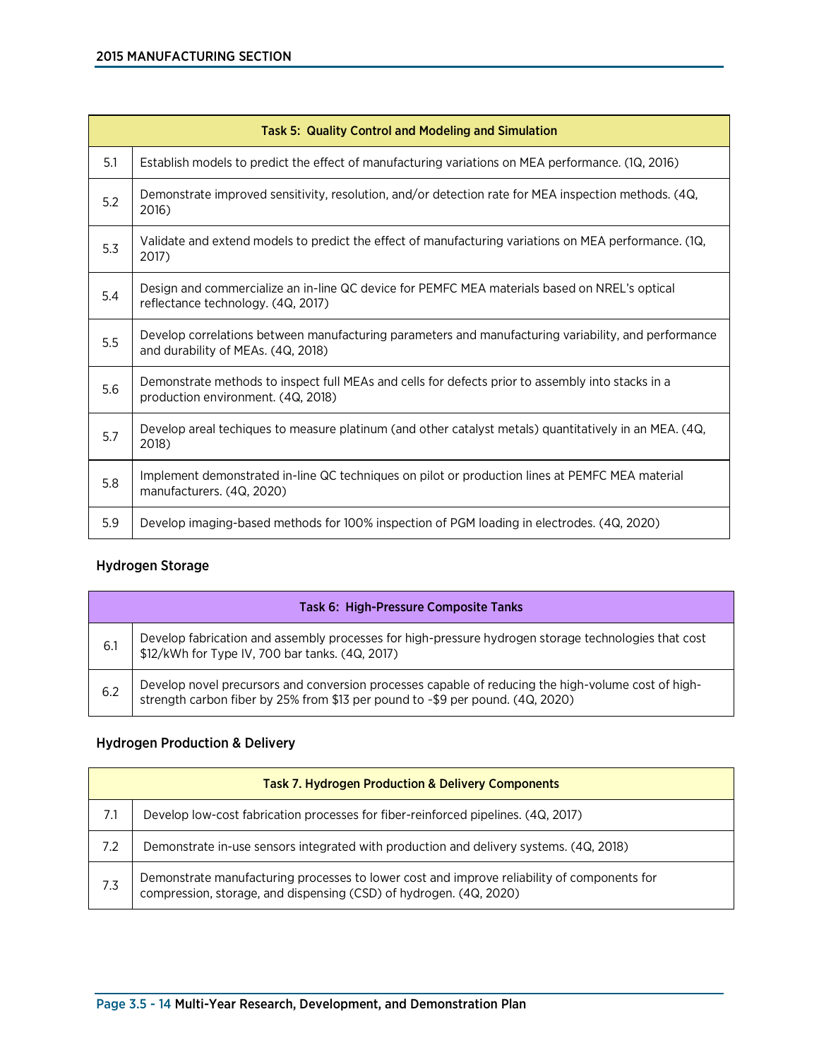| Task 5: Quality Control and Modeling and Simulation | |
|---|---|
| 5.1 | Establish models to predict the effect of manufacturing variations on MEA performance. (1Q, 2016) |
| 5.2 | Demonstrate improved sensitivity, resolution, and/or detection rate for MEA inspection methods. (4Q, 2016) |
| 5.3 | Validate and extend models to predict the effect of manufacturing variations on MEA performance. (1Q, 2017) |
| 5.4 | Design and commercialize an in-line QC device for PEMFC MEA materials based on NREL's optical reflectance technology. (4Q, 2017) |
| 5.5 | Develop correlations between manufacturing parameters and manufacturing variability, and performance and durability of MEAs. (4Q, 2018) |
| 5.6 | Demonstrate methods to inspect full MEAs and cells for defects prior to assembly into stacks in a production environment. (4Q, 2018) |
| 5.7 | Develop areal techiques to measure platinum (and other catalyst metals) quantitatively in an MEA. (4Q, 2018) |
| 5.8 | Implement demonstrated in-line QC techniques on pilot or production lines at PEMFC MEA material manufacturers. (4Q, 2020) |
| 5.9 | Develop imaging-based methods for 100% inspection of PGM loading in electrodes. (4Q, 2020) |

### Hydrogen Storage

| Task 6: High-Pressure Composite Tanks | |
|---|---|
| 6.1 | Develop fabrication and assembly processes for high-pressure hydrogen storage technologies that cost $12/kWh for Type IV, 700 bar tanks. (4Q, 2017) |
| 6.2 | Develop novel precursors and conversion processes capable of reducing the high-volume cost of high-strength carbon fiber by 25% from $13 per pound to ~$9 per pound. (4Q, 2020) |

### Hydrogen Production & Delivery

| Task 7. Hydrogen Production & Delivery Components | |
|---|---|
| 7.1 | Develop low-cost fabrication processes for fiber-reinforced pipelines. (4Q, 2017) |
| 7.2 | Demonstrate in-use sensors integrated with production and delivery systems. (4Q, 2018) |
| 7.3 | Demonstrate manufacturing processes to lower cost and improve reliability of components for compression, storage, and dispensing (CSD) of hydrogen. (4Q, 2020) |